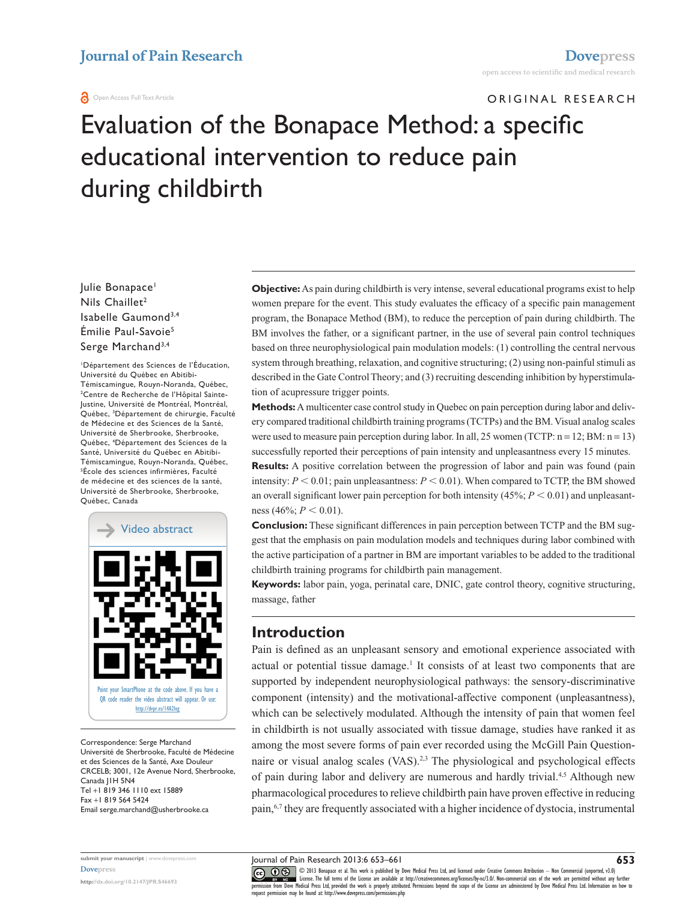Journal of Pain Research

Dovepress

open access to scientific and medical research

Open Access Full Text Article

ORIGINAL RESEARCH

# Evaluation of the Bonapace Method: a specific educational intervention to reduce pain during childbirth

Julie Bonapace[1]
Nils Chaillet[2]
Isabelle Gaumond[3,4]
Émilie Paul-Savoie[5]
Serge Marchand[3,4]

[1]Département des Sciences de l'Éducation, Université du Québec en Abitibi-Témiscamingue, Rouyn-Noranda, Québec, [2]Centre de Recherche de l'Hôpital Sainte-Justine, Université de Montréal, Montréal, Québec, [3]Département de chirurgie, Faculté de Médecine et des Sciences de la Santé, Université de Sherbrooke, Sherbrooke, Québec, [4]Département des Sciences de la Santé, Université du Québec en Abitibi-Témiscamingue, Rouyn-Noranda, Québec, [5]École des sciences infirmières, Faculté de médecine et des sciences de la santé, Université de Sherbrooke, Sherbrooke, Québec, Canada

Video abstract

Point your SmartPhone at the code above. If you have a QR code reader the video abstract will appear. Or use: http://dvpr.es/14A2leg

Correspondence: Serge Marchand
Université de Sherbrooke, Faculté de Médecine et des Sciences de la Santé, Axe Douleur CRCELB; 3001, 12e Avenue Nord, Sherbrooke, Canada J1H 5N4
Tel +1 819 346 1110 ext 15889
Fax +1 819 564 5424
Email serge.marchand@usherbrooke.ca

**Objective:** As pain during childbirth is very intense, several educational programs exist to help women prepare for the event. This study evaluates the efficacy of a specific pain management program, the Bonapace Method (BM), to reduce the perception of pain during childbirth. The BM involves the father, or a significant partner, in the use of several pain control techniques based on three neurophysiological pain modulation models: (1) controlling the central nervous system through breathing, relaxation, and cognitive structuring; (2) using non-painful stimuli as described in the Gate Control Theory; and (3) recruiting descending inhibition by hyperstimulation of acupressure trigger points.

**Methods:** A multicenter case control study in Quebec on pain perception during labor and delivery compared traditional childbirth training programs (TCTPs) and the BM. Visual analog scales were used to measure pain perception during labor. In all, 25 women (TCTP: n = 12; BM: n = 13) successfully reported their perceptions of pain intensity and unpleasantness every 15 minutes.

**Results:** A positive correlation between the progression of labor and pain was found (pain intensity: $P < 0.01$; pain unpleasantness: $P < 0.01$). When compared to TCTP, the BM showed an overall significant lower pain perception for both intensity (45%; $P < 0.01$) and unpleasantness (46%; $P < 0.01$).

**Conclusion:** These significant differences in pain perception between TCTP and the BM suggest that the emphasis on pain modulation models and techniques during labor combined with the active participation of a partner in BM are important variables to be added to the traditional childbirth training programs for childbirth pain management.

**Keywords:** labor pain, yoga, perinatal care, DNIC, gate control theory, cognitive structuring, massage, father

## Introduction

Pain is defined as an unpleasant sensory and emotional experience associated with actual or potential tissue damage.[1] It consists of at least two components that are supported by independent neurophysiological pathways: the sensory-discriminative component (intensity) and the motivational-affective component (unpleasantness), which can be selectively modulated. Although the intensity of pain that women feel in childbirth is not usually associated with tissue damage, studies have ranked it as among the most severe forms of pain ever recorded using the McGill Pain Questionnaire or visual analog scales (VAS).[2,3] The physiological and psychological effects of pain during labor and delivery are numerous and hardly trivial.[4,5] Although new pharmacological procedures to relieve childbirth pain have proven effective in reducing pain,[6,7] they are frequently associated with a higher incidence of dystocia, instrumental

submit your manuscript | www.dovepress.com
Dovepress
http://dx.doi.org/10.2147/JPR.S46693

© 2013 Bonapace et al. This work is published by Dove Medical Press Ltd, and licensed under Creative Commons Attribution – Non Commercial (unported, v3.0) License. The full terms of the License are available at http://creativecommons.org/licenses/by-nc/3.0/. Non-commercial uses of the work are permitted without any further permission from Dove Medical Press Ltd, provided the work is properly attributed. Permissions beyond the scope of the License are administered by Dove Medical Press Ltd. Information on how to request permission may be found at: http://www.dovepress.com/permissions.php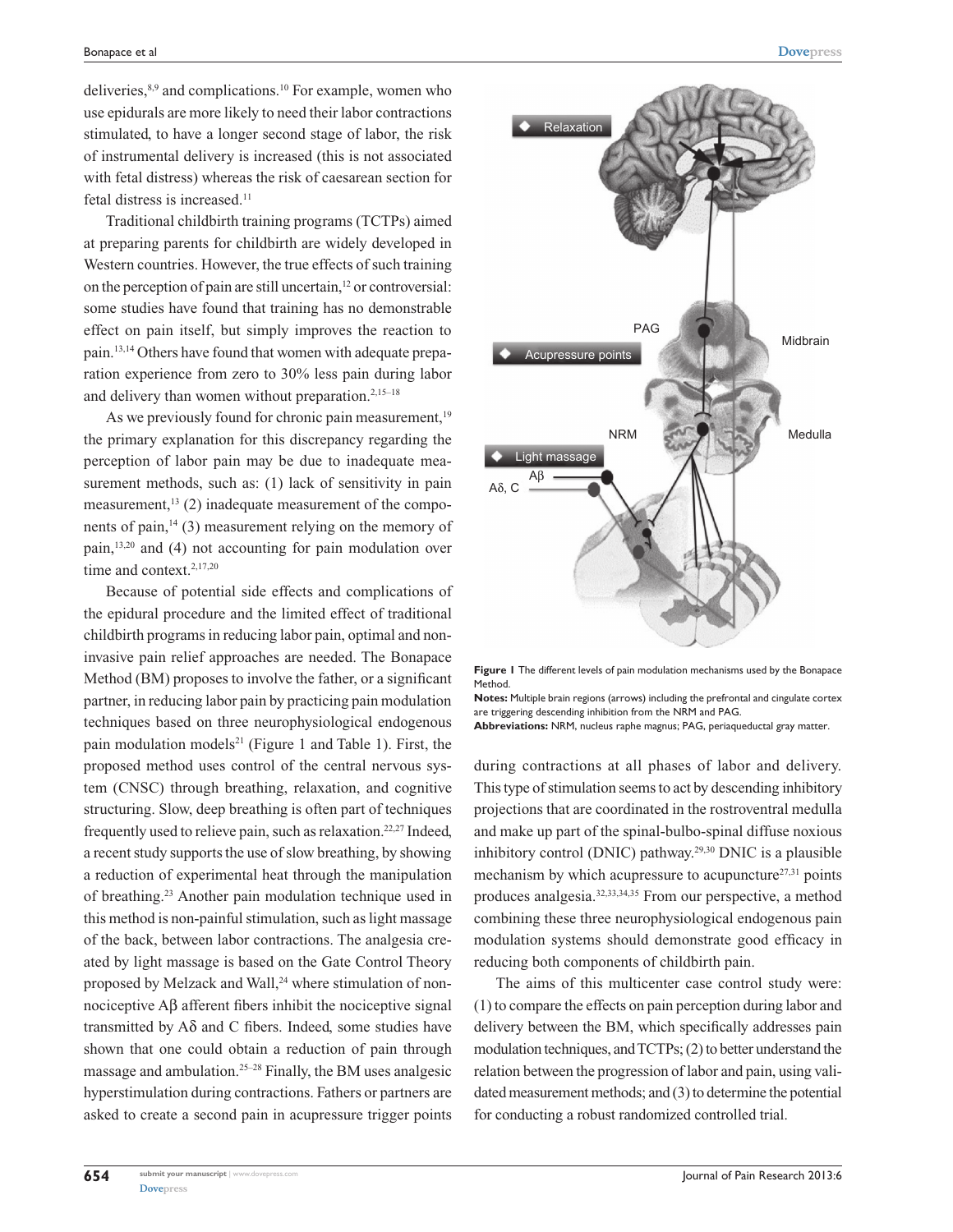deliveries,[8,9] and complications.[10] For example, women who use epidurals are more likely to need their labor contractions stimulated, to have a longer second stage of labor, the risk of instrumental delivery is increased (this is not associated with fetal distress) whereas the risk of caesarean section for fetal distress is increased.[11]

Traditional childbirth training programs (TCTPs) aimed at preparing parents for childbirth are widely developed in Western countries. However, the true effects of such training on the perception of pain are still uncertain,[12] or controversial: some studies have found that training has no demonstrable effect on pain itself, but simply improves the reaction to pain.[13,14] Others have found that women with adequate preparation experience from zero to 30% less pain during labor and delivery than women without preparation.[2,15–18]

As we previously found for chronic pain measurement,[19] the primary explanation for this discrepancy regarding the perception of labor pain may be due to inadequate measurement methods, such as: (1) lack of sensitivity in pain measurement,[13] (2) inadequate measurement of the components of pain,[14] (3) measurement relying on the memory of pain,[13,20] and (4) not accounting for pain modulation over time and context.[2,17,20]

Because of potential side effects and complications of the epidural procedure and the limited effect of traditional childbirth programs in reducing labor pain, optimal and non-invasive pain relief approaches are needed. The Bonapace Method (BM) proposes to involve the father, or a significant partner, in reducing labor pain by practicing pain modulation techniques based on three neurophysiological endogenous pain modulation models[21] (Figure 1 and Table 1). First, the proposed method uses control of the central nervous system (CNSC) through breathing, relaxation, and cognitive structuring. Slow, deep breathing is often part of techniques frequently used to relieve pain, such as relaxation.[22,27] Indeed, a recent study supports the use of slow breathing, by showing a reduction of experimental heat through the manipulation of breathing.[23] Another pain modulation technique used in this method is non-painful stimulation, such as light massage of the back, between labor contractions. The analgesia created by light massage is based on the Gate Control Theory proposed by Melzack and Wall,[24] where stimulation of non-nociceptive Aβ afferent fibers inhibit the nociceptive signal transmitted by Aδ and C fibers. Indeed, some studies have shown that one could obtain a reduction of pain through massage and ambulation.[25–28] Finally, the BM uses analgesic hyperstimulation during contractions. Fathers or partners are asked to create a second pain in acupressure trigger points during contractions at all phases of labor and delivery. This type of stimulation seems to act by descending inhibitory projections that are coordinated in the rostroventral medulla and make up part of the spinal-bulbo-spinal diffuse noxious inhibitory control (DNIC) pathway.[29,30] DNIC is a plausible mechanism by which acupressure to acupuncture[27,31] points produces analgesia.[32,33,34,35] From our perspective, a method combining these three neurophysiological endogenous pain modulation systems should demonstrate good efficacy in reducing both components of childbirth pain.

The aims of this multicenter case control study were: (1) to compare the effects on pain perception during labor and delivery between the BM, which specifically addresses pain modulation techniques, and TCTPs; (2) to better understand the relation between the progression of labor and pain, using validated measurement methods; and (3) to determine the potential for conducting a robust randomized controlled trial.

Relaxation

PAG

Acupressure points

Midbrain

NRM

Medulla

Light massage

Aβ

Aδ, C

**Figure 1** The different levels of pain modulation mechanisms used by the Bonapace Method.

**Notes:** Multiple brain regions (arrows) including the prefrontal and cingulate cortex are triggering descending inhibition from the NRM and PAG.

**Abbreviations:** NRM, nucleus raphe magnus; PAG, periaqueductal gray matter.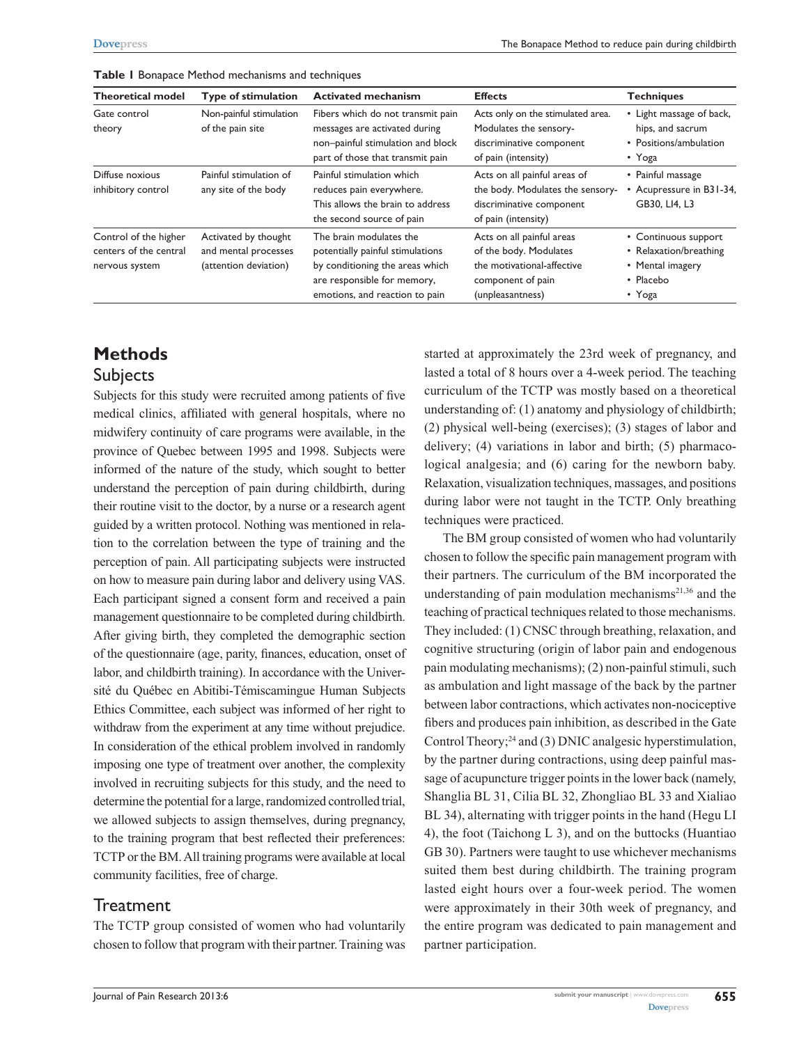**Table 1** Bonapace Method mechanisms and techniques

| Theoretical model | Type of stimulation | Activated mechanism | Effects | Techniques |
|---|---|---|---|---|
| Gate control theory | Non-painful stimulation of the pain site | Fibers which do not transmit pain messages are activated during non–painful stimulation and block part of those that transmit pain | Acts only on the stimulated area. Modulates the sensory-discriminative component of pain (intensity) | • Light massage of back, hips, and sacrum<br>• Positions/ambulation<br>• Yoga |
| Diffuse noxious inhibitory control | Painful stimulation of any site of the body | Painful stimulation which reduces pain everywhere. This allows the brain to address the second source of pain | Acts on all painful areas of the body. Modulates the sensory-discriminative component of pain (intensity) | • Painful massage<br>• Acupressure in B31-34, GB30, LI4, L3 |
| Control of the higher centers of the central nervous system | Activated by thought and mental processes (attention deviation) | The brain modulates the potentially painful stimulations by conditioning the areas which are responsible for memory, emotions, and reaction to pain | Acts on all painful areas of the body. Modulates the motivational-affective component of pain (unpleasantness) | • Continuous support<br>• Relaxation/breathing<br>• Mental imagery<br>• Placebo<br>• Yoga |

# Methods

## Subjects

Subjects for this study were recruited among patients of five medical clinics, affiliated with general hospitals, where no midwifery continuity of care programs were available, in the province of Quebec between 1995 and 1998. Subjects were informed of the nature of the study, which sought to better understand the perception of pain during childbirth, during their routine visit to the doctor, by a nurse or a research agent guided by a written protocol. Nothing was mentioned in relation to the correlation between the type of training and the perception of pain. All participating subjects were instructed on how to measure pain during labor and delivery using VAS. Each participant signed a consent form and received a pain management questionnaire to be completed during childbirth. After giving birth, they completed the demographic section of the questionnaire (age, parity, finances, education, onset of labor, and childbirth training). In accordance with the Université du Québec en Abitibi-Témiscamingue Human Subjects Ethics Committee, each subject was informed of her right to withdraw from the experiment at any time without prejudice. In consideration of the ethical problem involved in randomly imposing one type of treatment over another, the complexity involved in recruiting subjects for this study, and the need to determine the potential for a large, randomized controlled trial, we allowed subjects to assign themselves, during pregnancy, to the training program that best reflected their preferences: TCTP or the BM. All training programs were available at local community facilities, free of charge.

## Treatment

The TCTP group consisted of women who had voluntarily chosen to follow that program with their partner. Training was started at approximately the 23rd week of pregnancy, and lasted a total of 8 hours over a 4-week period. The teaching curriculum of the TCTP was mostly based on a theoretical understanding of: (1) anatomy and physiology of childbirth; (2) physical well-being (exercises); (3) stages of labor and delivery; (4) variations in labor and birth; (5) pharmacological analgesia; and (6) caring for the newborn baby. Relaxation, visualization techniques, massages, and positions during labor were not taught in the TCTP. Only breathing techniques were practiced.

The BM group consisted of women who had voluntarily chosen to follow the specific pain management program with their partners. The curriculum of the BM incorporated the understanding of pain modulation mechanisms[21,36] and the teaching of practical techniques related to those mechanisms. They included: (1) CNSC through breathing, relaxation, and cognitive structuring (origin of labor pain and endogenous pain modulating mechanisms); (2) non-painful stimuli, such as ambulation and light massage of the back by the partner between labor contractions, which activates non-nociceptive fibers and produces pain inhibition, as described in the Gate Control Theory;[24] and (3) DNIC analgesic hyperstimulation, by the partner during contractions, using deep painful massage of acupuncture trigger points in the lower back (namely, Shanglia BL 31, Cilia BL 32, Zhongliao BL 33 and Xialiao BL 34), alternating with trigger points in the hand (Hegu LI 4), the foot (Taichong L 3), and on the buttocks (Huantiao GB 30). Partners were taught to use whichever mechanisms suited them best during childbirth. The training program lasted eight hours over a four-week period. The women were approximately in their 30th week of pregnancy, and the entire program was dedicated to pain management and partner participation.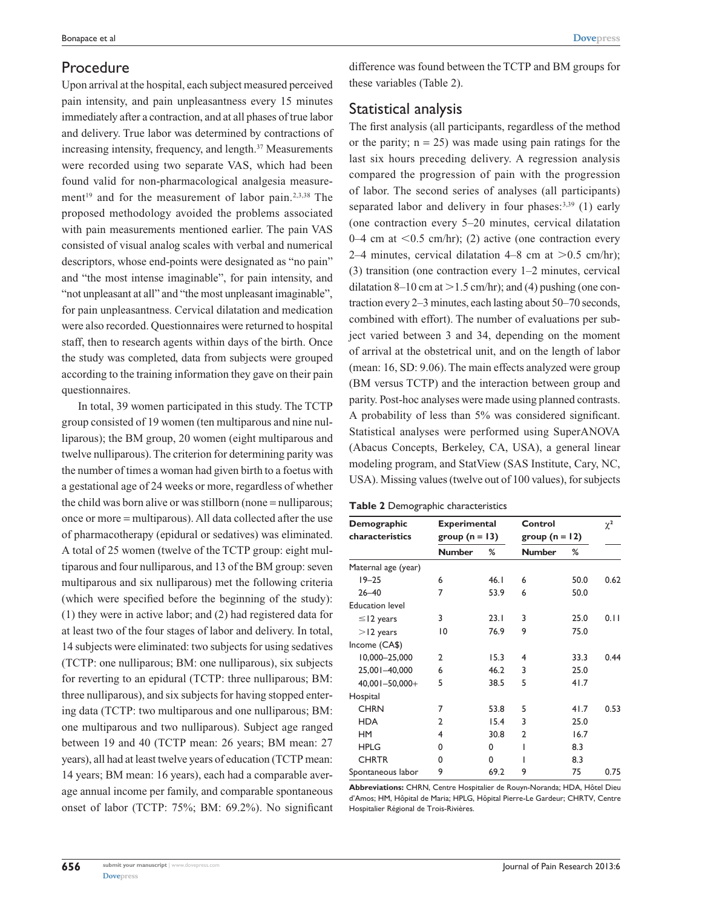## Procedure

Upon arrival at the hospital, each subject measured perceived pain intensity, and pain unpleasantness every 15 minutes immediately after a contraction, and at all phases of true labor and delivery. True labor was determined by contractions of increasing intensity, frequency, and length.[37] Measurements were recorded using two separate VAS, which had been found valid for non-pharmacological analgesia measurement[19] and for the measurement of labor pain.[2,3,38] The proposed methodology avoided the problems associated with pain measurements mentioned earlier. The pain VAS consisted of visual analog scales with verbal and numerical descriptors, whose end-points were designated as "no pain" and "the most intense imaginable", for pain intensity, and "not unpleasant at all" and "the most unpleasant imaginable", for pain unpleasantness. Cervical dilatation and medication were also recorded. Questionnaires were returned to hospital staff, then to research agents within days of the birth. Once the study was completed, data from subjects were grouped according to the training information they gave on their pain questionnaires.

In total, 39 women participated in this study. The TCTP group consisted of 19 women (ten multiparous and nine nulliparous); the BM group, 20 women (eight multiparous and twelve nulliparous). The criterion for determining parity was the number of times a woman had given birth to a foetus with a gestational age of 24 weeks or more, regardless of whether the child was born alive or was stillborn (none = nulliparous; once or more = multiparous). All data collected after the use of pharmacotherapy (epidural or sedatives) was eliminated. A total of 25 women (twelve of the TCTP group: eight multiparous and four nulliparous, and 13 of the BM group: seven multiparous and six nulliparous) met the following criteria (which were specified before the beginning of the study): (1) they were in active labor; and (2) had registered data for at least two of the four stages of labor and delivery. In total, 14 subjects were eliminated: two subjects for using sedatives (TCTP: one nulliparous; BM: one nulliparous), six subjects for reverting to an epidural (TCTP: three nulliparous; BM: three nulliparous), and six subjects for having stopped entering data (TCTP: two multiparous and one nulliparous; BM: one multiparous and two nulliparous). Subject age ranged between 19 and 40 (TCTP mean: 26 years; BM mean: 27 years), all had at least twelve years of education (TCTP mean: 14 years; BM mean: 16 years), each had a comparable average annual income per family, and comparable spontaneous onset of labor (TCTP: 75%; BM: 69.2%). No significant difference was found between the TCTP and BM groups for these variables (Table 2).

## Statistical analysis

The first analysis (all participants, regardless of the method or the parity; n = 25) was made using pain ratings for the last six hours preceding delivery. A regression analysis compared the progression of pain with the progression of labor. The second series of analyses (all participants) separated labor and delivery in four phases:[3,39] (1) early (one contraction every 5–20 minutes, cervical dilatation 0–4 cm at <0.5 cm/hr); (2) active (one contraction every 2–4 minutes, cervical dilatation 4–8 cm at >0.5 cm/hr); (3) transition (one contraction every 1–2 minutes, cervical dilatation 8–10 cm at >1.5 cm/hr); and (4) pushing (one contraction every 2–3 minutes, each lasting about 50–70 seconds, combined with effort). The number of evaluations per subject varied between 3 and 34, depending on the moment of arrival at the obstetrical unit, and on the length of labor (mean: 16, SD: 9.06). The main effects analyzed were group (BM versus TCTP) and the interaction between group and parity. Post-hoc analyses were made using planned contrasts. A probability of less than 5% was considered significant. Statistical analyses were performed using SuperANOVA (Abacus Concepts, Berkeley, CA, USA), a general linear modeling program, and StatView (SAS Institute, Cary, NC, USA). Missing values (twelve out of 100 values), for subjects

**Table 2** Demographic characteristics

| Demographic characteristics | Experimental group (n = 13) | | Control group (n = 12) | | $\chi^2$ |
|---|---|---|---|---|---|
| | Number | % | Number | % | |
| Maternal age (year) | | | | | |
| 19–25 | 6 | 46.1 | 6 | 50.0 | 0.62 |
| 26–40 | 7 | 53.9 | 6 | 50.0 | |
| Education level | | | | | |
| ≤12 years | 3 | 23.1 | 3 | 25.0 | 0.11 |
| >12 years | 10 | 76.9 | 9 | 75.0 | |
| Income (CA$) | | | | | |
| 10,000–25,000 | 2 | 15.3 | 4 | 33.3 | 0.44 |
| 25,001–40,000 | 6 | 46.2 | 3 | 25.0 | |
| 40,001–50,000+ | 5 | 38.5 | 5 | 41.7 | |
| Hospital | | | | | |
| CHRN | 7 | 53.8 | 5 | 41.7 | 0.53 |
| HDA | 2 | 15.4 | 3 | 25.0 | |
| HM | 4 | 30.8 | 2 | 16.7 | |
| HPLG | 0 | 0 | 1 | 8.3 | |
| CHRTR | 0 | 0 | 1 | 8.3 | |
| Spontaneous labor | 9 | 69.2 | 9 | 75 | 0.75 |

**Abbreviations:** CHRN, Centre Hospitalier de Rouyn-Noranda; HDA, Hôtel Dieu d'Amos; HM, Hôpital de Maria; HPLG, Hôpital Pierre-Le Gardeur; CHRTV, Centre Hospitalier Régional de Trois-Rivières.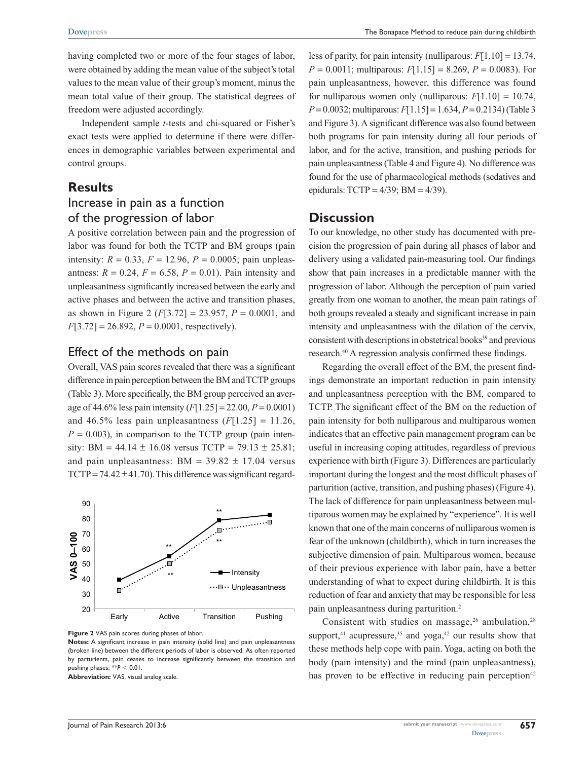having completed two or more of the four stages of labor, were obtained by adding the mean value of the subject's total values to the mean value of their group's moment, minus the mean total value of their group. The statistical degrees of freedom were adjusted accordingly.

Independent sample *t*-tests and chi-squared or Fisher's exact tests were applied to determine if there were differences in demographic variables between experimental and control groups.

## Results

### Increase in pain as a function of the progression of labor

A positive correlation between pain and the progression of labor was found for both the TCTP and BM groups (pain intensity: $R = 0.33$, $F = 12.96$, $P = 0.0005$; pain unpleasantness: $R = 0.24$, $F = 6.58$, $P = 0.01$). Pain intensity and unpleasantness significantly increased between the early and active phases and between the active and transition phases, as shown in Figure 2 ($F[3.72] = 23.957$, $P = 0.0001$, and $F[3.72] = 26.892$, $P = 0.0001$, respectively).

### Effect of the methods on pain

Overall, VAS pain scores revealed that there was a significant difference in pain perception between the BM and TCTP groups (Table 3). More specifically, the BM group perceived an average of 44.6% less pain intensity ($F[1.25] = 22.00$, $P = 0.0001$) and 46.5% less pain unpleasantness ($F[1.25] = 11.26$, $P = 0.003$), in comparison to the TCTP group (pain intensity: BM = 44.14 ± 16.08 versus TCTP = 79.13 ± 25.81; and pain unpleasantness: BM = 39.82 ± 17.04 versus TCTP = 74.42 ± 41.70). This difference was significant regardless of parity, for pain intensity (nulliparous: $F[1.10] = 13.74$, $P = 0.0011$; multiparous: $F[1.15] = 8.269$, $P = 0.0083$). For pain unpleasantness, however, this difference was found for nulliparous women only (nulliparous: $F[1.10] = 10.74$, $P = 0.0032$; multiparous: $F[1.15] = 1.634$, $P = 0.2134$) (Table 3 and Figure 3). A significant difference was also found between both programs for pain intensity during all four periods of labor, and for the active, transition, and pushing periods for pain unpleasantness (Table 4 and Figure 4). No difference was found for the use of pharmacological methods (sedatives and epidurals: TCTP = 4/39; BM = 4/39).

VAS 0–100
90
80
70
60
50
40
30
20
Early
Active
Transition
Pushing
\*\*
\*\*
\*\*
\*\*
Intensity
Unpleasantness

**Figure 2** VAS pain scores during phases of labor.

**Notes:** A significant increase in pain intensity (solid line) and pain unpleasantness (broken line) between the different periods of labor is observed. As often reported by parturients, pain ceases to increase significantly between the transition and pushing phases; \*\*$P < 0.01$.

**Abbreviation:** VAS, visual analog scale.

## Discussion

To our knowledge, no other study has documented with precision the progression of pain during all phases of labor and delivery using a validated pain-measuring tool. Our findings show that pain increases in a predictable manner with the progression of labor. Although the perception of pain varied greatly from one woman to another, the mean pain ratings of both groups revealed a steady and significant increase in pain intensity and unpleasantness with the dilation of the cervix, consistent with descriptions in obstetrical books[39] and previous research.[40] A regression analysis confirmed these findings.

Regarding the overall effect of the BM, the present findings demonstrate an important reduction in pain intensity and unpleasantness perception with the BM, compared to TCTP. The significant effect of the BM on the reduction of pain intensity for both nulliparous and multiparous women indicates that an effective pain management program can be useful in increasing coping attitudes, regardless of previous experience with birth (Figure 3). Differences are particularly important during the longest and the most difficult phases of parturition (active, transition, and pushing phases) (Figure 4). The lack of difference for pain unpleasantness between multiparous women may be explained by "experience". It is well known that one of the main concerns of nulliparous women is fear of the unknown (childbirth), which in turn increases the subjective dimension of pain. Multiparous women, because of their previous experience with labor pain, have a better understanding of what to expect during childbirth. It is this reduction of fear and anxiety that may be responsible for less pain unpleasantness during parturition.[2]

Consistent with studies on massage,[26] ambulation,[28] support,[41] acupressure,[35] and yoga,[42] our results show that these methods help cope with pain. Yoga, acting on both the body (pain intensity) and the mind (pain unpleasantness), has proven to be effective in reducing pain perception[42]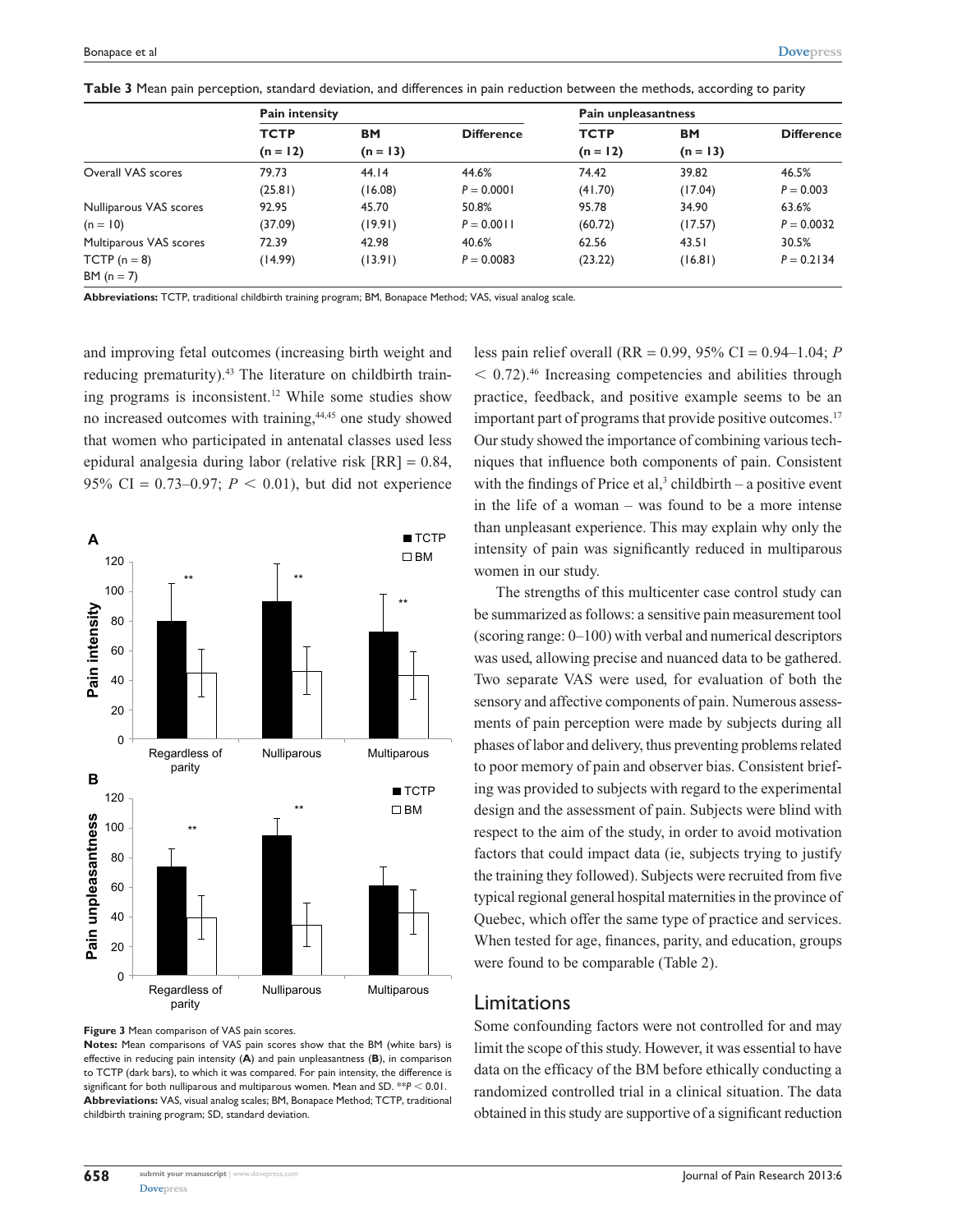**Table 3** Mean pain perception, standard deviation, and differences in pain reduction between the methods, according to parity

| | Pain intensity | | | Pain unpleasantness | | |
|---|---|---|---|---|---|---|
| | TCTP (n = 12) | BM (n = 13) | Difference | TCTP (n = 12) | BM (n = 13) | Difference |
| Overall VAS scores | 79.73 (25.81) | 44.14 (16.08) | 44.6% $P = 0.0001$ | 74.42 (41.70) | 39.82 (17.04) | 46.5% $P = 0.003$ |
| Nulliparous VAS scores (n = 10) | 92.95 (37.09) | 45.70 (19.91) | 50.8% $P = 0.0011$ | 95.78 (60.72) | 34.90 (17.57) | 63.6% $P = 0.0032$ |
| Multiparous VAS scores TCTP (n = 8) BM (n = 7) | 72.39 (14.99) | 42.98 (13.91) | 40.6% $P = 0.0083$ | 62.56 (23.22) | 43.51 (16.81) | 30.5% $P = 0.2134$ |

**Abbreviations:** TCTP, traditional childbirth training program; BM, Bonapace Method; VAS, visual analog scale.

and improving fetal outcomes (increasing birth weight and reducing prematurity).[43] The literature on childbirth training programs is inconsistent.[12] While some studies show no increased outcomes with training,[44,45] one study showed that women who participated in antenatal classes used less epidural analgesia during labor (relative risk [RR] = 0.84, 95% CI = 0.73–0.97; $P < 0.01$), but did not experience less pain relief overall (RR = 0.99, 95% CI = 0.94–1.04; $P < 0.72$).[46] Increasing competencies and abilities through practice, feedback, and positive example seems to be an important part of programs that provide positive outcomes.[17] Our study showed the importance of combining various techniques that influence both components of pain. Consistent with the findings of Price et al,[3] childbirth – a positive event in the life of a woman – was found to be a more intense than unpleasant experience. This may explain why only the intensity of pain was significantly reduced in multiparous women in our study.

A
■ TCTP
□ BM
Pain intensity
120
100
80
60
40
20
0
**
**
**
Regardless of parity
Nulliparous
Multiparous

B
■ TCTP
□ BM
Pain unpleasantness
120
100
80
60
40
20
0
**
**
Regardless of parity
Nulliparous
Multiparous

**Figure 3** Mean comparison of VAS pain scores.

**Notes:** Mean comparisons of VAS pain scores show that the BM (white bars) is effective in reducing pain intensity (**A**) and pain unpleasantness (**B**), in comparison to TCTP (dark bars), to which it was compared. For pain intensity, the difference is significant for both nulliparous and multiparous women. Mean and SD. $^{**}P < 0.01$.

**Abbreviations:** VAS, visual analog scales; BM, Bonapace Method; TCTP, traditional childbirth training program; SD, standard deviation.

The strengths of this multicenter case control study can be summarized as follows: a sensitive pain measurement tool (scoring range: 0–100) with verbal and numerical descriptors was used, allowing precise and nuanced data to be gathered. Two separate VAS were used, for evaluation of both the sensory and affective components of pain. Numerous assessments of pain perception were made by subjects during all phases of labor and delivery, thus preventing problems related to poor memory of pain and observer bias. Consistent briefing was provided to subjects with regard to the experimental design and the assessment of pain. Subjects were blind with respect to the aim of the study, in order to avoid motivation factors that could impact data (ie, subjects trying to justify the training they followed). Subjects were recruited from five typical regional general hospital maternities in the province of Quebec, which offer the same type of practice and services. When tested for age, finances, parity, and education, groups were found to be comparable (Table 2).

## Limitations

Some confounding factors were not controlled for and may limit the scope of this study. However, it was essential to have data on the efficacy of the BM before ethically conducting a randomized controlled trial in a clinical situation. The data obtained in this study are supportive of a significant reduction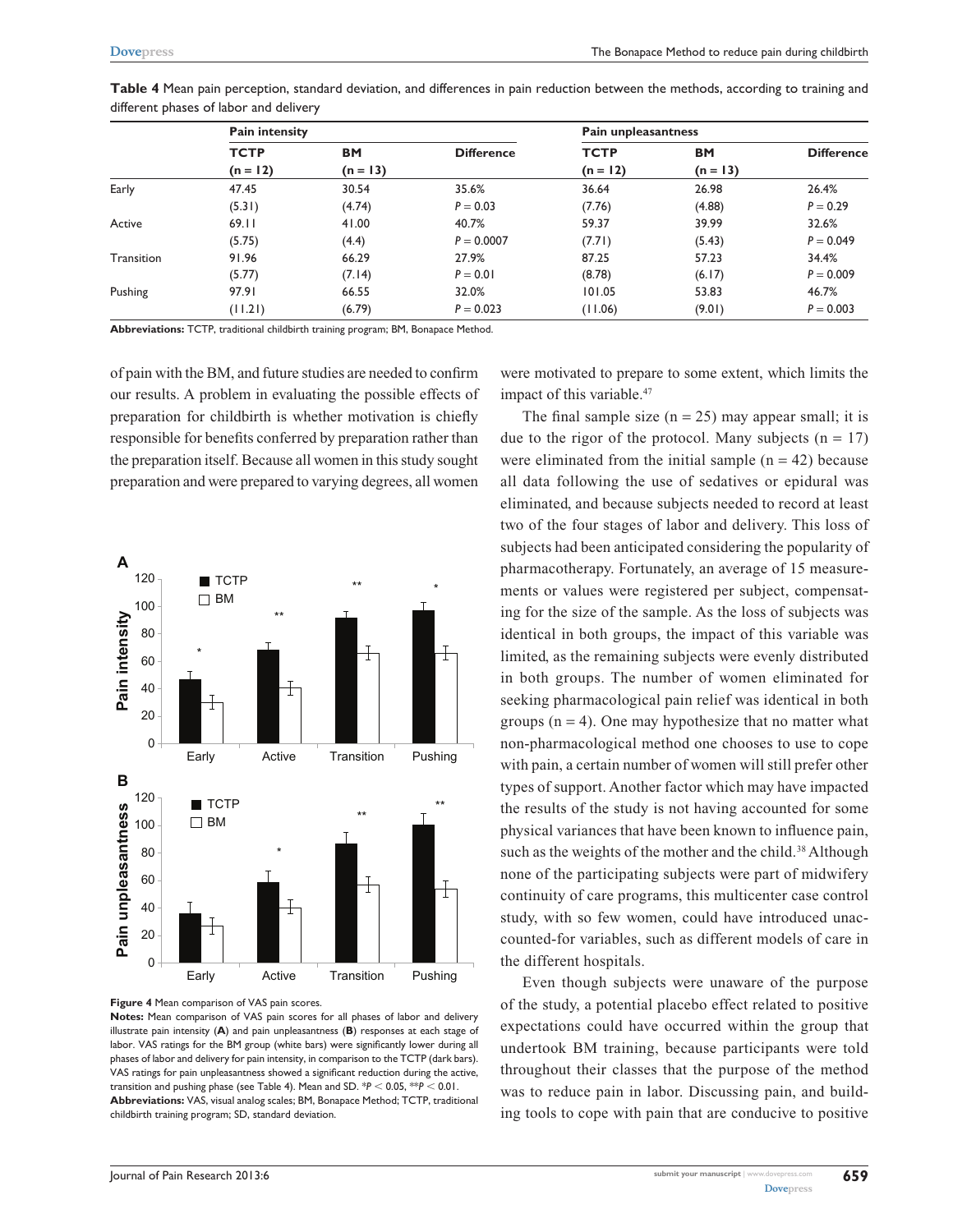**Table 4** Mean pain perception, standard deviation, and differences in pain reduction between the methods, according to training and different phases of labor and delivery

| | Pain intensity | | | Pain unpleasantness | | |
|---|---|---|---|---|---|---|
| | TCTP (n = 12) | BM (n = 13) | Difference | TCTP (n = 12) | BM (n = 13) | Difference |
| Early | 47.45 (5.31) | 30.54 (4.74) | 35.6% $P = 0.03$ | 36.64 (7.76) | 26.98 (4.88) | 26.4% $P = 0.29$ |
| Active | 69.11 (5.75) | 41.00 (4.4) | 40.7% $P = 0.0007$ | 59.37 (7.71) | 39.99 (5.43) | 32.6% $P = 0.049$ |
| Transition | 91.96 (5.77) | 66.29 (7.14) | 27.9% $P = 0.01$ | 87.25 (8.78) | 57.23 (6.17) | 34.4% $P = 0.009$ |
| Pushing | 97.91 (11.21) | 66.55 (6.79) | 32.0% $P = 0.023$ | 101.05 (11.06) | 53.83 (9.01) | 46.7% $P = 0.003$ |

**Abbreviations:** TCTP, traditional childbirth training program; BM, Bonapace Method.

of pain with the BM, and future studies are needed to confirm our results. A problem in evaluating the possible effects of preparation for childbirth is whether motivation is chiefly responsible for benefits conferred by preparation rather than the preparation itself. Because all women in this study sought preparation and were prepared to varying degrees, all women were motivated to prepare to some extent, which limits the impact of this variable.[47]

A
120
100
80
60
40
20
0
Pain intensity
TCTP
BM
*
**
**
*
Early
Active
Transition
Pushing

B
120
100
80
60
40
20
0
Pain unpleasantness
TCTP
BM
*
**
**
Early
Active
Transition
Pushing

**Figure 4** Mean comparison of VAS pain scores.

**Notes:** Mean comparison of VAS pain scores for all phases of labor and delivery illustrate pain intensity (**A**) and pain unpleasantness (**B**) responses at each stage of labor. VAS ratings for the BM group (white bars) were significantly lower during all phases of labor and delivery for pain intensity, in comparison to the TCTP (dark bars). VAS ratings for pain unpleasantness showed a significant reduction during the active, transition and pushing phase (see Table 4). Mean and SD. $*P < 0.05$, $**P < 0.01$.

**Abbreviations:** VAS, visual analog scales; BM, Bonapace Method; TCTP, traditional childbirth training program; SD, standard deviation.

The final sample size (n = 25) may appear small; it is due to the rigor of the protocol. Many subjects (n = 17) were eliminated from the initial sample (n = 42) because all data following the use of sedatives or epidural was eliminated, and because subjects needed to record at least two of the four stages of labor and delivery. This loss of subjects had been anticipated considering the popularity of pharmacotherapy. Fortunately, an average of 15 measurements or values were registered per subject, compensating for the size of the sample. As the loss of subjects was identical in both groups, the impact of this variable was limited, as the remaining subjects were evenly distributed in both groups. The number of women eliminated for seeking pharmacological pain relief was identical in both groups (n = 4). One may hypothesize that no matter what non-pharmacological method one chooses to use to cope with pain, a certain number of women will still prefer other types of support. Another factor which may have impacted the results of the study is not having accounted for some physical variances that have been known to influence pain, such as the weights of the mother and the child.[38] Although none of the participating subjects were part of midwifery continuity of care programs, this multicenter case control study, with so few women, could have introduced unaccounted-for variables, such as different models of care in the different hospitals.

Even though subjects were unaware of the purpose of the study, a potential placebo effect related to positive expectations could have occurred within the group that undertook BM training, because participants were told throughout their classes that the purpose of the method was to reduce pain in labor. Discussing pain, and building tools to cope with pain that are conducive to positive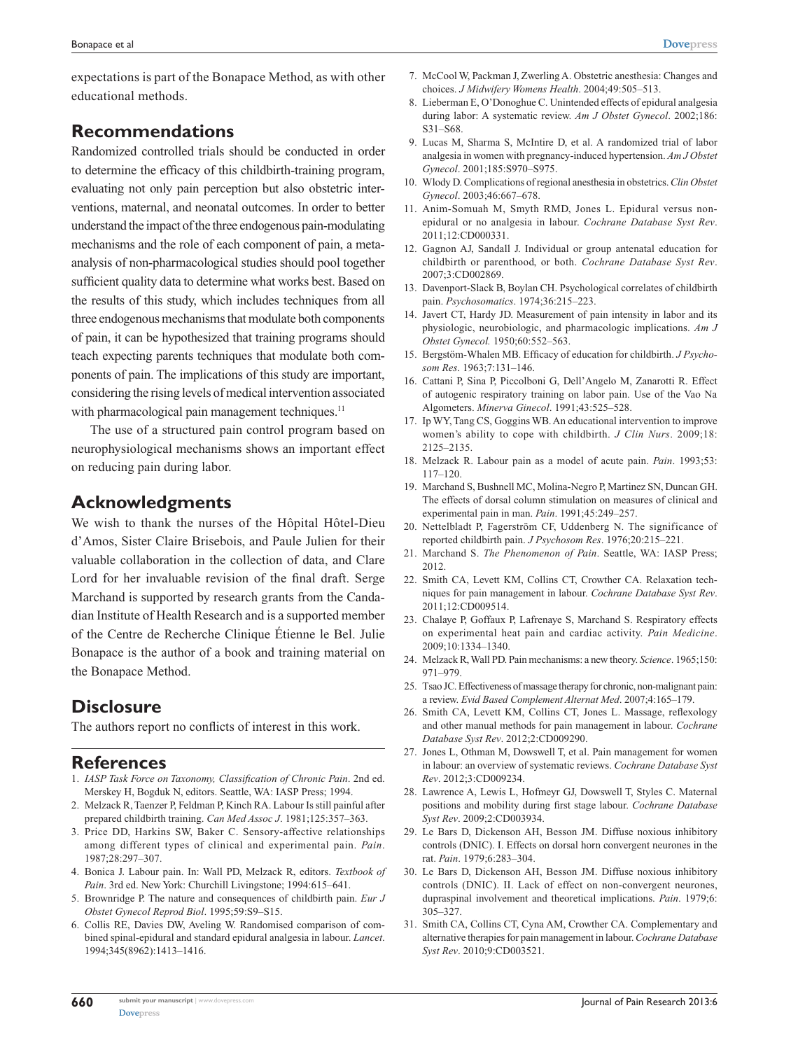expectations is part of the Bonapace Method, as with other educational methods.

## Recommendations

Randomized controlled trials should be conducted in order to determine the efficacy of this childbirth-training program, evaluating not only pain perception but also obstetric interventions, maternal, and neonatal outcomes. In order to better understand the impact of the three endogenous pain-modulating mechanisms and the role of each component of pain, a meta-analysis of non-pharmacological studies should pool together sufficient quality data to determine what works best. Based on the results of this study, which includes techniques from all three endogenous mechanisms that modulate both components of pain, it can be hypothesized that training programs should teach expecting parents techniques that modulate both components of pain. The implications of this study are important, considering the rising levels of medical intervention associated with pharmacological pain management techniques.[11]

The use of a structured pain control program based on neurophysiological mechanisms shows an important effect on reducing pain during labor.

## Acknowledgments

We wish to thank the nurses of the Hôpital Hôtel-Dieu d'Amos, Sister Claire Brisebois, and Paule Julien for their valuable collaboration in the collection of data, and Clare Lord for her invaluable revision of the final draft. Serge Marchand is supported by research grants from the Canadian Institute of Health Research and is a supported member of the Centre de Recherche Clinique Étienne le Bel. Julie Bonapace is the author of a book and training material on the Bonapace Method.

## Disclosure

The authors report no conflicts of interest in this work.

## References

1. *IASP Task Force on Taxonomy, Classification of Chronic Pain*. 2nd ed. Merskey H, Bogduk N, editors. Seattle, WA: IASP Press; 1994.
2. Melzack R, Taenzer P, Feldman P, Kinch RA. Labour Is still painful after prepared childbirth training. *Can Med Assoc J*. 1981;125:357–363.
3. Price DD, Harkins SW, Baker C. Sensory-affective relationships among different types of clinical and experimental pain. *Pain*. 1987;28:297–307.
4. Bonica J. Labour pain. In: Wall PD, Melzack R, editors. *Textbook of Pain*. 3rd ed. New York: Churchill Livingstone; 1994:615–641.
5. Brownridge P. The nature and consequences of childbirth pain. *Eur J Obstet Gynecol Reprod Biol*. 1995;59:S9–S15.
6. Collis RE, Davies DW, Aveling W. Randomised comparison of combined spinal-epidural and standard epidural analgesia in labour. *Lancet*. 1994;345(8962):1413–1416.
7. McCool W, Packman J, Zwerling A. Obstetric anesthesia: Changes and choices. *J Midwifery Womens Health*. 2004;49:505–513.
8. Lieberman E, O'Donoghue C. Unintended effects of epidural analgesia during labor: A systematic review. *Am J Obstet Gynecol*. 2002;186: S31–S68.
9. Lucas M, Sharma S, McIntire D, et al. A randomized trial of labor analgesia in women with pregnancy-induced hypertension. *Am J Obstet Gynecol*. 2001;185:S970–S975.
10. Wlody D. Complications of regional anesthesia in obstetrics. *Clin Obstet Gynecol*. 2003;46:667–678.
11. Anim-Somuah M, Smyth RMD, Jones L. Epidural versus non-epidural or no analgesia in labour. *Cochrane Database Syst Rev*. 2011;12:CD000331.
12. Gagnon AJ, Sandall J. Individual or group antenatal education for childbirth or parenthood, or both. *Cochrane Database Syst Rev*. 2007;3:CD002869.
13. Davenport-Slack B, Boylan CH. Psychological correlates of childbirth pain. *Psychosomatics*. 1974;36:215–223.
14. Javert CT, Hardy JD. Measurement of pain intensity in labor and its physiologic, neurobiologic, and pharmacologic implications. *Am J Obstet Gynecol.* 1950;60:552–563.
15. Bergstöm-Whalen MB. Efficacy of education for childbirth. *J Psychosom Res*. 1963;7:131–146.
16. Cattani P, Sina P, Piccolboni G, Dell'Angelo M, Zanarotti R. Effect of autogenic respiratory training on labor pain. Use of the Vao Na Algometers. *Minerva Ginecol*. 1991;43:525–528.
17. Ip WY, Tang CS, Goggins WB. An educational intervention to improve women's ability to cope with childbirth. *J Clin Nurs*. 2009;18: 2125–2135.
18. Melzack R. Labour pain as a model of acute pain. *Pain*. 1993;53: 117–120.
19. Marchand S, Bushnell MC, Molina-Negro P, Martinez SN, Duncan GH. The effects of dorsal column stimulation on measures of clinical and experimental pain in man. *Pain*. 1991;45:249–257.
20. Nettelbladt P, Fagerström CF, Uddenberg N. The significance of reported childbirth pain. *J Psychosom Res*. 1976;20:215–221.
21. Marchand S. *The Phenomenon of Pain*. Seattle, WA: IASP Press; 2012.
22. Smith CA, Levett KM, Collins CT, Crowther CA. Relaxation techniques for pain management in labour. *Cochrane Database Syst Rev*. 2011;12:CD009514.
23. Chalaye P, Goffaux P, Lafrenaye S, Marchand S. Respiratory effects on experimental heat pain and cardiac activity. *Pain Medicine*. 2009;10:1334–1340.
24. Melzack R, Wall PD. Pain mechanisms: a new theory. *Science*. 1965;150: 971–979.
25. Tsao JC. Effectiveness of massage therapy for chronic, non-malignant pain: a review. *Evid Based Complement Alternat Med*. 2007;4:165–179.
26. Smith CA, Levett KM, Collins CT, Jones L. Massage, reflexology and other manual methods for pain management in labour. *Cochrane Database Syst Rev*. 2012;2:CD009290.
27. Jones L, Othman M, Dowswell T, et al. Pain management for women in labour: an overview of systematic reviews. *Cochrane Database Syst Rev*. 2012;3:CD009234.
28. Lawrence A, Lewis L, Hofmeyr GJ, Dowswell T, Styles C. Maternal positions and mobility during first stage labour. *Cochrane Database Syst Rev*. 2009;2:CD003934.
29. Le Bars D, Dickenson AH, Besson JM. Diffuse noxious inhibitory controls (DNIC). I. Effects on dorsal horn convergent neurones in the rat. *Pain*. 1979;6:283–304.
30. Le Bars D, Dickenson AH, Besson JM. Diffuse noxious inhibitory controls (DNIC). II. Lack of effect on non-convergent neurones, dupraspinal involvement and theoretical implications. *Pain*. 1979;6: 305–327.
31. Smith CA, Collins CT, Cyna AM, Crowther CA. Complementary and alternative therapies for pain management in labour. *Cochrane Database Syst Rev*. 2010;9:CD003521.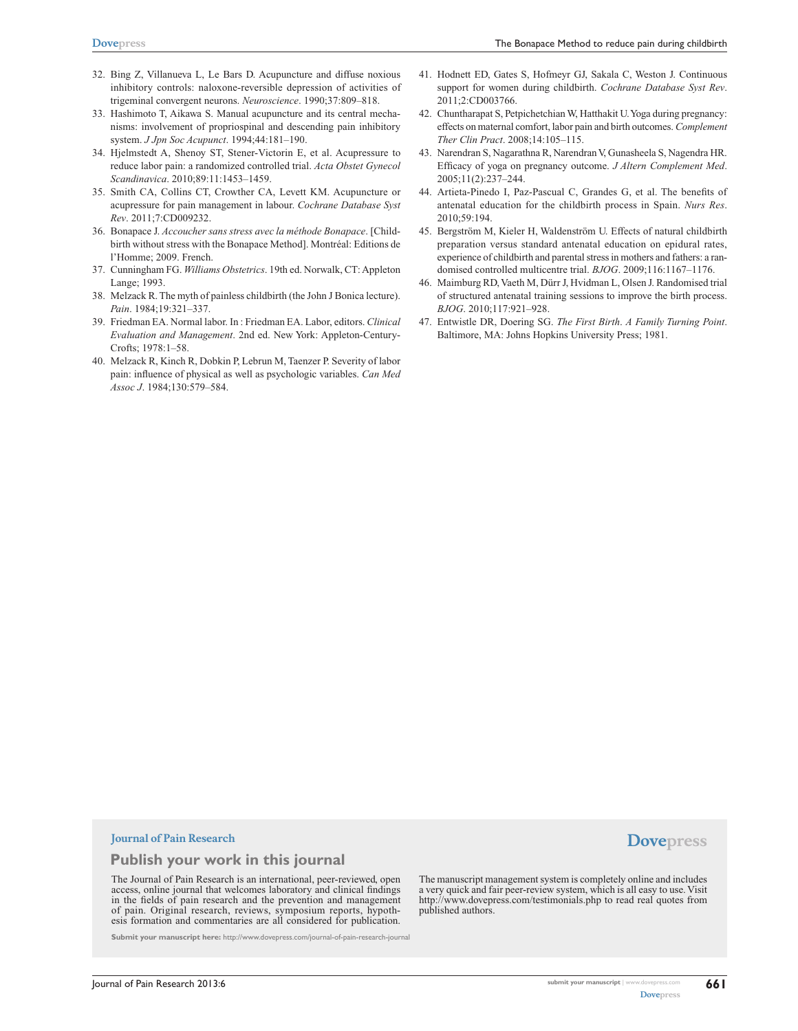32. Bing Z, Villanueva L, Le Bars D. Acupuncture and diffuse noxious inhibitory controls: naloxone-reversible depression of activities of trigeminal convergent neurons. *Neuroscience*. 1990;37:809–818.
33. Hashimoto T, Aikawa S. Manual acupuncture and its central mechanisms: involvement of propriospinal and descending pain inhibitory system. *J Jpn Soc Acupunct*. 1994;44:181–190.
34. Hjelmstedt A, Shenoy ST, Stener-Victorin E, et al. Acupressure to reduce labor pain: a randomized controlled trial. *Acta Obstet Gynecol Scandinavica*. 2010;89:11:1453–1459.
35. Smith CA, Collins CT, Crowther CA, Levett KM. Acupuncture or acupressure for pain management in labour. *Cochrane Database Syst Rev*. 2011;7:CD009232.
36. Bonapace J. *Accoucher sans stress avec la méthode Bonapace*. [Childbirth without stress with the Bonapace Method]. Montréal: Editions de l'Homme; 2009. French.
37. Cunningham FG. *Williams Obstetrics*. 19th ed. Norwalk, CT: Appleton Lange; 1993.
38. Melzack R. The myth of painless childbirth (the John J Bonica lecture). *Pain*. 1984;19:321–337.
39. Friedman EA. Normal labor. In : Friedman EA. Labor, editors. *Clinical Evaluation and Management*. 2nd ed. New York: Appleton-Century-Crofts; 1978:1–58.
40. Melzack R, Kinch R, Dobkin P, Lebrun M, Taenzer P. Severity of labor pain: influence of physical as well as psychologic variables. *Can Med Assoc J*. 1984;130:579–584.
41. Hodnett ED, Gates S, Hofmeyr GJ, Sakala C, Weston J. Continuous support for women during childbirth. *Cochrane Database Syst Rev*. 2011;2:CD003766.
42. Chuntharapat S, Petpichetchian W, Hatthakit U. Yoga during pregnancy: effects on maternal comfort, labor pain and birth outcomes. *Complement Ther Clin Pract*. 2008;14:105–115.
43. Narendran S, Nagarathna R, Narendran V, Gunasheela S, Nagendra HR. Efficacy of yoga on pregnancy outcome. *J Altern Complement Med*. 2005;11(2):237–244.
44. Artieta-Pinedo I, Paz-Pascual C, Grandes G, et al. The benefits of antenatal education for the childbirth process in Spain. *Nurs Res*. 2010;59:194.
45. Bergström M, Kieler H, Waldenström U. Effects of natural childbirth preparation versus standard antenatal education on epidural rates, experience of childbirth and parental stress in mothers and fathers: a randomised controlled multicentre trial. *BJOG*. 2009;116:1167–1176.
46. Maimburg RD, Vaeth M, Dürr J, Hvidman L, Olsen J. Randomised trial of structured antenatal training sessions to improve the birth process. *BJOG*. 2010;117:921–928.
47. Entwistle DR, Doering SG. *The First Birth. A Family Turning Point*. Baltimore, MA: Johns Hopkins University Press; 1981.

**Journal of Pain Research**

## Publish your work in this journal

The Journal of Pain Research is an international, peer-reviewed, open access, online journal that welcomes laboratory and clinical findings in the fields of pain research and the prevention and management of pain. Original research, reviews, symposium reports, hypothesis formation and commentaries are all considered for publication. The manuscript management system is completely online and includes a very quick and fair peer-review system, which is all easy to use. Visit http://www.dovepress.com/testimonials.php to read real quotes from published authors.

**Submit your manuscript here:** http://www.dovepress.com/journal-of-pain-research-journal